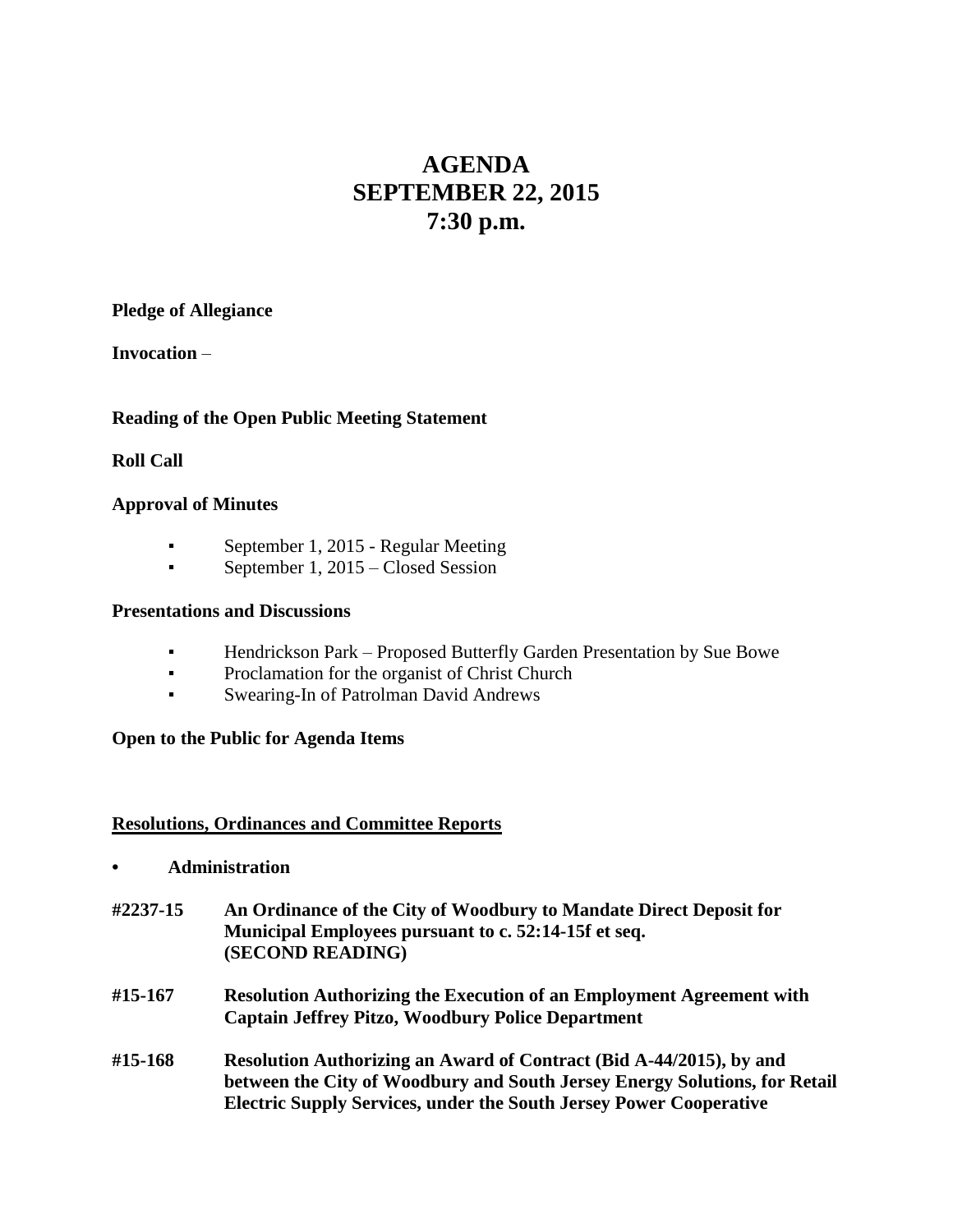# AGENDA
# SEPTEMBER 22, 2015
# 7:30 p.m.

**Pledge of Allegiance**

**Invocation** –

**Reading of the Open Public Meeting Statement**

**Roll Call**

**Approval of Minutes**

- September 1, 2015 - Regular Meeting
- September 1, 2015 – Closed Session

**Presentations and Discussions**

- Hendrickson Park – Proposed Butterfly Garden Presentation by Sue Bowe
- Proclamation for the organist of Christ Church
- Swearing-In of Patrolman David Andrews

**Open to the Public for Agenda Items**

**<u>Resolutions, Ordinances and Committee Reports</u>**

- **Administration**

**#2237-15** **An Ordinance of the City of Woodbury to Mandate Direct Deposit for Municipal Employees pursuant to c. 52:14-15f et seq. (SECOND READING)**

**#15-167** **Resolution Authorizing the Execution of an Employment Agreement with Captain Jeffrey Pitzo, Woodbury Police Department**

**#15-168** **Resolution Authorizing an Award of Contract (Bid A-44/2015), by and between the City of Woodbury and South Jersey Energy Solutions, for Retail Electric Supply Services, under the South Jersey Power Cooperative**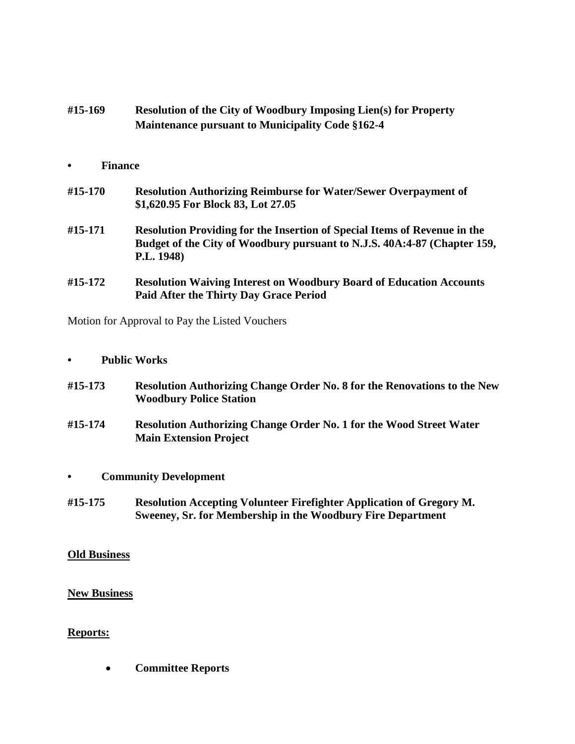**#15-169 Resolution of the City of Woodbury Imposing Lien(s) for Property Maintenance pursuant to Municipality Code §162-4**

- **Finance**

**#15-170 Resolution Authorizing Reimburse for Water/Sewer Overpayment of $1,620.95 For Block 83, Lot 27.05**

**#15-171 Resolution Providing for the Insertion of Special Items of Revenue in the Budget of the City of Woodbury pursuant to N.J.S. 40A:4-87 (Chapter 159, P.L. 1948)**

**#15-172 Resolution Waiving Interest on Woodbury Board of Education Accounts Paid After the Thirty Day Grace Period**

Motion for Approval to Pay the Listed Vouchers

- **Public Works**

**#15-173 Resolution Authorizing Change Order No. 8 for the Renovations to the New Woodbury Police Station**

**#15-174 Resolution Authorizing Change Order No. 1 for the Wood Street Water Main Extension Project**

- **Community Development**

**#15-175 Resolution Accepting Volunteer Firefighter Application of Gregory M. Sweeney, Sr. for Membership in the Woodbury Fire Department**

**<u>Old Business</u>**

**<u>New Business</u>**

**<u>Reports:</u>**

- **Committee Reports**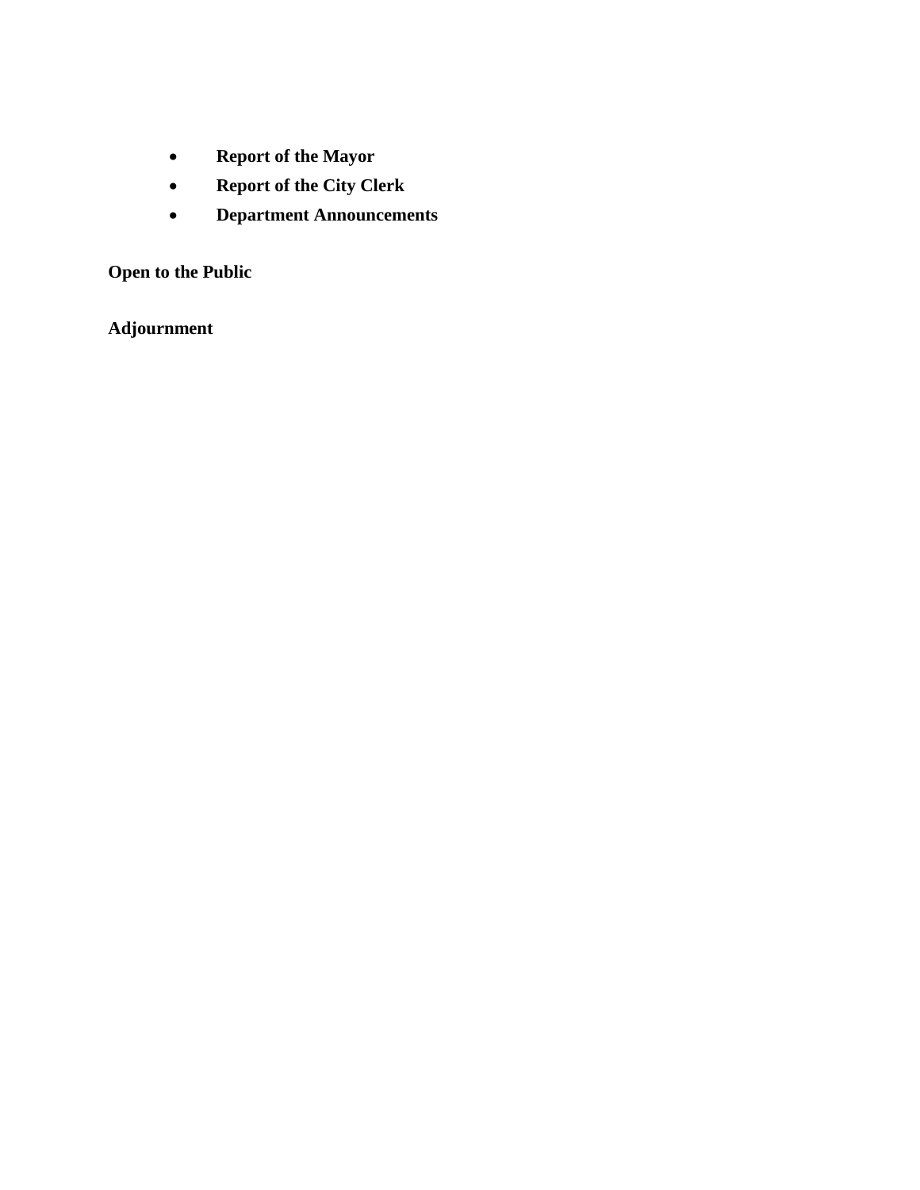- **Report of the Mayor**
- **Report of the City Clerk**
- **Department Announcements**

**Open to the Public**

**Adjournment**